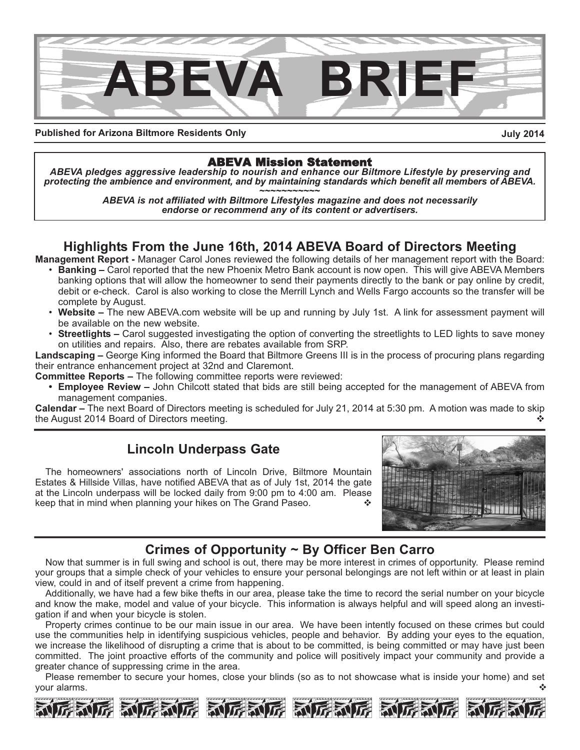# ABEVA BRIEF

**Published for Arizona Biltmore Residents Only** **July 2014**

**ABEVA Mission Statement**

***ABEVA pledges aggressive leadership to nourish and enhance our Biltmore Lifestyle by preserving and protecting the ambience and environment, and by maintaining standards which benefit all members of ABEVA.***

~~~~~~~~~~~

***ABEVA is not affiliated with Biltmore Lifestyles magazine and does not necessarily endorse or recommend any of its content or advertisers.***

## Highlights From the June 16th, 2014 ABEVA Board of Directors Meeting

**Management Report -** Manager Carol Jones reviewed the following details of her management report with the Board:

- **Banking –** Carol reported that the new Phoenix Metro Bank account is now open. This will give ABEVA Members banking options that will allow the homeowner to send their payments directly to the bank or pay online by credit, debit or e-check. Carol is also working to close the Merrill Lynch and Wells Fargo accounts so the transfer will be complete by August.
- **Website –** The new ABEVA.com website will be up and running by July 1st. A link for assessment payment will be available on the new website.
- **Streetlights –** Carol suggested investigating the option of converting the streetlights to LED lights to save money on utilities and repairs. Also, there are rebates available from SRP.

**Landscaping –** George King informed the Board that Biltmore Greens III is in the process of procuring plans regarding their entrance enhancement project at 32nd and Claremont.

**Committee Reports –** The following committee reports were reviewed:

- **Employee Review –** John Chilcott stated that bids are still being accepted for the management of ABEVA from management companies.

**Calendar –** The next Board of Directors meeting is scheduled for July 21, 2014 at 5:30 pm. A motion was made to skip the August 2014 Board of Directors meeting. ❖

## Lincoln Underpass Gate

The homeowners' associations north of Lincoln Drive, Biltmore Mountain Estates & Hillside Villas, have notified ABEVA that as of July 1st, 2014 the gate at the Lincoln underpass will be locked daily from 9:00 pm to 4:00 am. Please keep that in mind when planning your hikes on The Grand Paseo. ❖

## Crimes of Opportunity ~ By Officer Ben Carro

Now that summer is in full swing and school is out, there may be more interest in crimes of opportunity. Please remind your groups that a simple check of your vehicles to ensure your personal belongings are not left within or at least in plain view, could in and of itself prevent a crime from happening.

Additionally, we have had a few bike thefts in our area, please take the time to record the serial number on your bicycle and know the make, model and value of your bicycle. This information is always helpful and will speed along an investigation if and when your bicycle is stolen.

Property crimes continue to be our main issue in our area. We have been intently focused on these crimes but could use the communities help in identifying suspicious vehicles, people and behavior. By adding your eyes to the equation, we increase the likelihood of disrupting a crime that is about to be committed, is being committed or may have just been committed. The joint proactive efforts of the community and police will positively impact your community and provide a greater chance of suppressing crime in the area.

Please remember to secure your homes, close your blinds (so as to not showcase what is inside your home) and set your alarms. ❖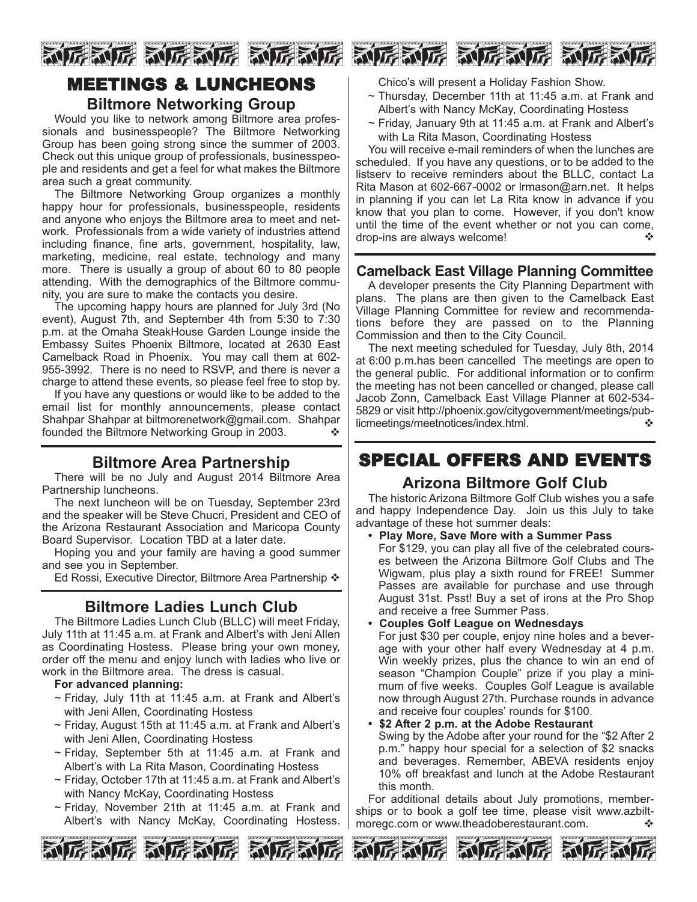# MEETINGS & LUNCHEONS

## Biltmore Networking Group

Would you like to network among Biltmore area professionals and businesspeople? The Biltmore Networking Group has been going strong since the summer of 2003. Check out this unique group of professionals, businesspeople and residents and get a feel for what makes the Biltmore area such a great community.

The Biltmore Networking Group organizes a monthly happy hour for professionals, businesspeople, residents and anyone who enjoys the Biltmore area to meet and network. Professionals from a wide variety of industries attend including finance, fine arts, government, hospitality, law, marketing, medicine, real estate, technology and many more. There is usually a group of about 60 to 80 people attending. With the demographics of the Biltmore community, you are sure to make the contacts you desire.

The upcoming happy hours are planned for July 3rd (No event), August 7th, and September 4th from 5:30 to 7:30 p.m. at the Omaha SteakHouse Garden Lounge inside the Embassy Suites Phoenix Biltmore, located at 2630 East Camelback Road in Phoenix. You may call them at 602-955-3992. There is no need to RSVP, and there is never a charge to attend these events, so please feel free to stop by.

If you have any questions or would like to be added to the email list for monthly announcements, please contact Shahpar Shahpar at biltmorenetwork@gmail.com. Shahpar founded the Biltmore Networking Group in 2003. ❖

## Biltmore Area Partnership

There will be no July and August 2014 Biltmore Area Partnership luncheons.

The next luncheon will be on Tuesday, September 23rd and the speaker will be Steve Chucri, President and CEO of the Arizona Restaurant Association and Maricopa County Board Supervisor. Location TBD at a later date.

Hoping you and your family are having a good summer and see you in September.

Ed Rossi, Executive Director, Biltmore Area Partnership ❖

## Biltmore Ladies Lunch Club

The Biltmore Ladies Lunch Club (BLLC) will meet Friday, July 11th at 11:45 a.m. at Frank and Albert's with Jeni Allen as Coordinating Hostess. Please bring your own money, order off the menu and enjoy lunch with ladies who live or work in the Biltmore area. The dress is casual.

**For advanced planning:**

~ Friday, July 11th at 11:45 a.m. at Frank and Albert's with Jeni Allen, Coordinating Hostess

~ Friday, August 15th at 11:45 a.m. at Frank and Albert's with Jeni Allen, Coordinating Hostess

~ Friday, September 5th at 11:45 a.m. at Frank and Albert's with La Rita Mason, Coordinating Hostess

~ Friday, October 17th at 11:45 a.m. at Frank and Albert's with Nancy McKay, Coordinating Hostess

~ Friday, November 21th at 11:45 a.m. at Frank and Albert's with Nancy McKay, Coordinating Hostess. Chico's will present a Holiday Fashion Show.

~ Thursday, December 11th at 11:45 a.m. at Frank and Albert's with Nancy McKay, Coordinating Hostess

~ Friday, January 9th at 11:45 a.m. at Frank and Albert's with La Rita Mason, Coordinating Hostess

You will receive e-mail reminders of when the lunches are scheduled. If you have any questions, or to be added to the listserv to receive reminders about the BLLC, contact La Rita Mason at 602-667-0002 or lrmason@arn.net. It helps in planning if you can let La Rita know in advance if you know that you plan to come. However, if you don't know until the time of the event whether or not you can come, drop-ins are always welcome! ❖

## Camelback East Village Planning Committee

A developer presents the City Planning Department with plans. The plans are then given to the Camelback East Village Planning Committee for review and recommendations before they are passed on to the Planning Commission and then to the City Council.

The next meeting scheduled for Tuesday, July 8th, 2014 at 6:00 p.m.has been cancelled The meetings are open to the general public. For additional information or to confirm the meeting has not been cancelled or changed, please call Jacob Zonn, Camelback East Village Planner at 602-534-5829 or visit http://phoenix.gov/citygovernment/meetings/publicmeetings/meetnotices/index.html. ❖

# SPECIAL OFFERS AND EVENTS

## Arizona Biltmore Golf Club

The historic Arizona Biltmore Golf Club wishes you a safe and happy Independence Day. Join us this July to take advantage of these hot summer deals:

- **Play More, Save More with a Summer Pass**
  For $129, you can play all five of the celebrated courses between the Arizona Biltmore Golf Clubs and The Wigwam, plus play a sixth round for FREE! Summer Passes are available for purchase and use through August 31st. Psst! Buy a set of irons at the Pro Shop and receive a free Summer Pass.
- **Couples Golf League on Wednesdays**
  For just $30 per couple, enjoy nine holes and a beverage with your other half every Wednesday at 4 p.m. Win weekly prizes, plus the chance to win an end of season "Champion Couple" prize if you play a minimum of five weeks. Couples Golf League is available now through August 27th. Purchase rounds in advance and receive four couples' rounds for $100.
- **$2 After 2 p.m. at the Adobe Restaurant**
  Swing by the Adobe after your round for the "$2 After 2 p.m." happy hour special for a selection of $2 snacks and beverages. Remember, ABEVA residents enjoy 10% off breakfast and lunch at the Adobe Restaurant this month.

For additional details about July promotions, memberships or to book a golf tee time, please visit www.azbiltmoregc.com or www.theadoberestaurant.com. ❖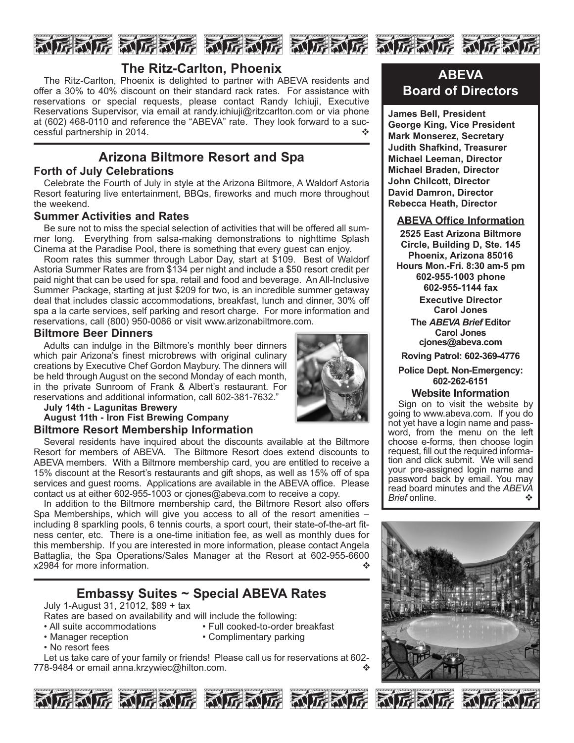## The Ritz-Carlton, Phoenix

The Ritz-Carlton, Phoenix is delighted to partner with ABEVA residents and offer a 30% to 40% discount on their standard rack rates. For assistance with reservations or special requests, please contact Randy Ichiuji, Executive Reservations Supervisor, via email at randy.ichiuji@ritzcarlton.com or via phone at (602) 468-0110 and reference the "ABEVA" rate. They look forward to a successful partnership in 2014. ❖

## Arizona Biltmore Resort and Spa

### Forth of July Celebrations

Celebrate the Fourth of July in style at the Arizona Biltmore, A Waldorf Astoria Resort featuring live entertainment, BBQs, fireworks and much more throughout the weekend.

### Summer Activities and Rates

Be sure not to miss the special selection of activities that will be offered all summer long. Everything from salsa-making demonstrations to nighttime Splash Cinema at the Paradise Pool, there is something that every guest can enjoy.

Room rates this summer through Labor Day, start at $109. Best of Waldorf Astoria Summer Rates are from $134 per night and include a $50 resort credit per paid night that can be used for spa, retail and food and beverage. An All-Inclusive Summer Package, starting at just $209 for two, is an incredible summer getaway deal that includes classic accommodations, breakfast, lunch and dinner, 30% off spa a la carte services, self parking and resort charge. For more information and reservations, call (800) 950-0086 or visit www.arizonabiltmore.com.

### Biltmore Beer Dinners

Adults can indulge in the Biltmore's monthly beer dinners which pair Arizona's finest microbrews with original culinary creations by Executive Chef Gordon Maybury. The dinners will be held through August on the second Monday of each month, in the private Sunroom of Frank & Albert's restaurant. For reservations and additional information, call 602-381-7632."

**July 14th - Lagunitas Brewery**
**August 11th - Iron Fist Brewing Company**

### Biltmore Resort Membership Information

Several residents have inquired about the discounts available at the Biltmore Resort for members of ABEVA. The Biltmore Resort does extend discounts to ABEVA members. With a Biltmore membership card, you are entitled to receive a 15% discount at the Resort's restaurants and gift shops, as well as 15% off of spa services and guest rooms. Applications are available in the ABEVA office. Please contact us at either 602-955-1003 or cjones@abeva.com to receive a copy.

In addition to the Biltmore membership card, the Biltmore Resort also offers Spa Memberships, which will give you access to all of the resort amenities – including 8 sparkling pools, 6 tennis courts, a sport court, their state-of-the-art fitness center, etc. There is a one-time initiation fee, as well as monthly dues for this membership. If you are interested in more information, please contact Angela Battaglia, the Spa Operations/Sales Manager at the Resort at 602-955-6600 x2984 for more information. ❖

## Embassy Suites ~ Special ABEVA Rates

July 1-August 31, 21012, $89 + tax

Rates are based on availability and will include the following:

- All suite accommodations
- Full cooked-to-order breakfast
- Manager reception
- Complimentary parking
- No resort fees

Let us take care of your family or friends! Please call us for reservations at 602-778-9484 or email anna.krzywiec@hilton.com. ❖

## ABEVA Board of Directors

**James Bell, President**
**George King, Vice President**
**Mark Monserez, Secretary**
**Judith Shafkind, Treasurer**
**Michael Leeman, Director**
**Michael Braden, Director**
**John Chilcott, Director**
**David Damron, Director**
**Rebecca Heath, Director**

### ABEVA Office Information

**2525 East Arizona Biltmore Circle, Building D, Ste. 145**
**Phoenix, Arizona 85016**
**Hours Mon.-Fri. 8:30 am-5 pm**
**602-955-1003 phone**
**602-955-1144 fax**

**Executive Director**
**Carol Jones**

**The *ABEVA Brief* Editor**
**Carol Jones**
**cjones@abeva.com**

**Roving Patrol: 602-369-4776**

**Police Dept. Non-Emergency: 602-262-6151**

### Website Information

Sign on to visit the website by going to www.abeva.com. If you do not yet have a login name and password, from the menu on the left choose e-forms, then choose login request, fill out the required information and click submit. We will send your pre-assigned login name and password back by email. You may read board minutes and the *ABEVA Brief* online. ❖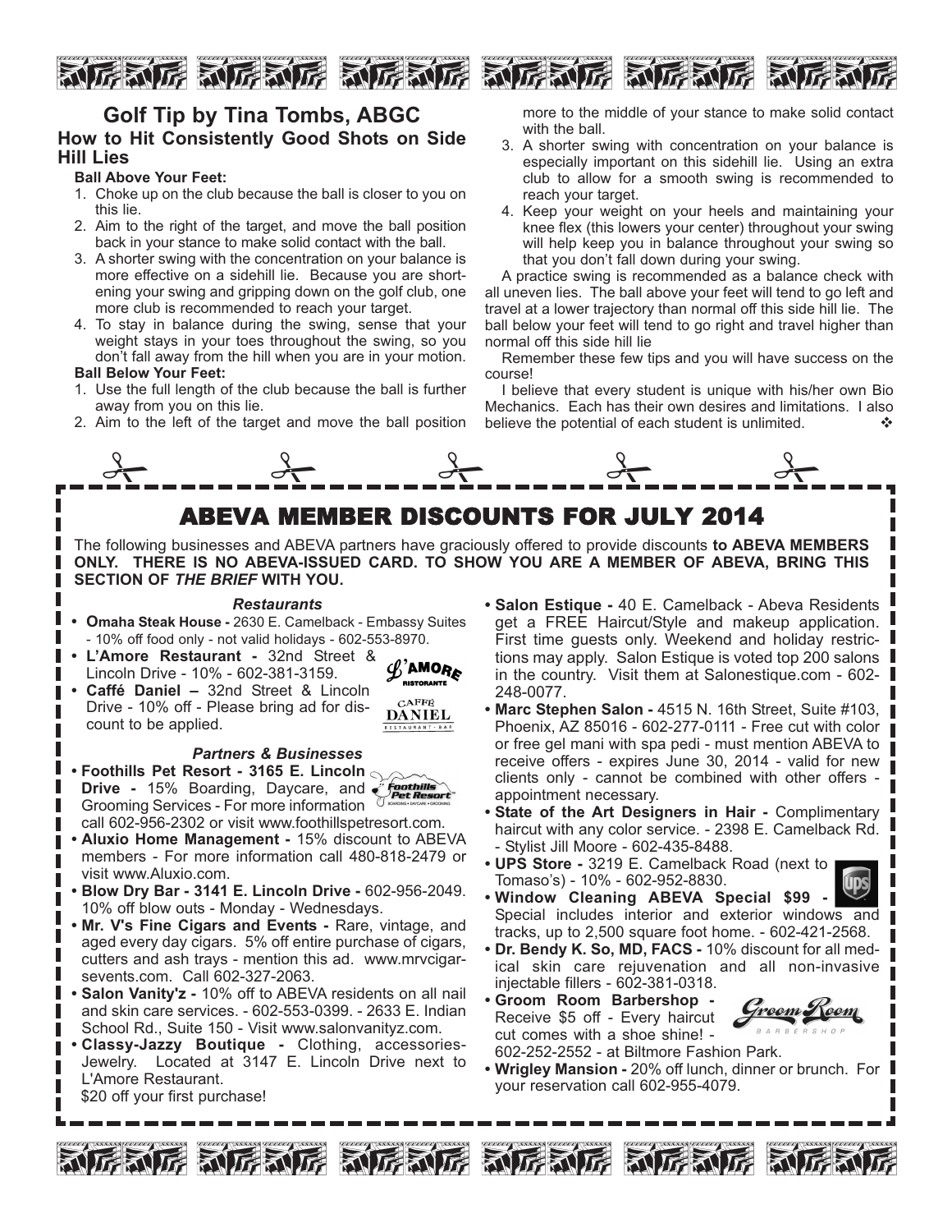## Golf Tip by Tina Tombs, ABGC

### How to Hit Consistently Good Shots on Side Hill Lies

**Ball Above Your Feet:**

1. Choke up on the club because the ball is closer to you on this lie.
2. Aim to the right of the target, and move the ball position back in your stance to make solid contact with the ball.
3. A shorter swing with the concentration on your balance is more effective on a sidehill lie. Because you are shortening your swing and gripping down on the golf club, one more club is recommended to reach your target.
4. To stay in balance during the swing, sense that your weight stays in your toes throughout the swing, so you don't fall away from the hill when you are in your motion.

**Ball Below Your Feet:**

1. Use the full length of the club because the ball is further away from you on this lie.
2. Aim to the left of the target and move the ball position more to the middle of your stance to make solid contact with the ball.
3. A shorter swing with concentration on your balance is especially important on this sidehill lie. Using an extra club to allow for a smooth swing is recommended to reach your target.
4. Keep your weight on your heels and maintaining your knee flex (this lowers your center) throughout your swing will help keep you in balance throughout your swing so that you don't fall down during your swing.

A practice swing is recommended as a balance check with all uneven lies. The ball above your feet will tend to go left and travel at a lower trajectory than normal off this side hill lie. The ball below your feet will tend to go right and travel higher than normal off this side hill lie

Remember these few tips and you will have success on the course!

I believe that every student is unique with his/her own Bio Mechanics. Each has their own desires and limitations. I also believe the potential of each student is unlimited. ❖

## ABEVA MEMBER DISCOUNTS FOR JULY 2014

The following businesses and ABEVA partners have graciously offered to provide discounts **to ABEVA MEMBERS ONLY. THERE IS NO ABEVA-ISSUED CARD. TO SHOW YOU ARE A MEMBER OF ABEVA, BRING THIS SECTION OF *THE BRIEF* WITH YOU.**

### *Restaurants*

- **Omaha Steak House -** 2630 E. Camelback - Embassy Suites - 10% off food only - not valid holidays - 602-553-8970.
- **L'Amore Restaurant -** 32nd Street & Lincoln Drive - 10% - 602-381-3159.
- **Caffé Daniel –** 32nd Street & Lincoln Drive - 10% off - Please bring ad for discount to be applied.

### *Partners & Businesses*

- **Foothills Pet Resort - 3165 E. Lincoln Drive -** 15% Boarding, Daycare, and Grooming Services - For more information call 602-956-2302 or visit www.foothillspetresort.com.
- **Aluxio Home Management -** 15% discount to ABEVA members - For more information call 480-818-2479 or visit www.Aluxio.com.
- **Blow Dry Bar - 3141 E. Lincoln Drive -** 602-956-2049. 10% off blow outs - Monday - Wednesdays.
- **Mr. V's Fine Cigars and Events -** Rare, vintage, and aged every day cigars. 5% off entire purchase of cigars, cutters and ash trays - mention this ad. www.mrvcigarsevents.com. Call 602-327-2063.
- **Salon Vanity'z -** 10% off to ABEVA residents on all nail and skin care services. - 602-553-0399. - 2633 E. Indian School Rd., Suite 150 - Visit www.salonvanityz.com.
- **Classy-Jazzy Boutique -** Clothing, accessories-Jewelry. Located at 3147 E. Lincoln Drive next to L'Amore Restaurant. $20 off your first purchase!
- **Salon Estique -** 40 E. Camelback - Abeva Residents get a FREE Haircut/Style and makeup application. First time guests only. Weekend and holiday restrictions may apply. Salon Estique is voted top 200 salons in the country. Visit them at Salonestique.com - 602-248-0077.
- **Marc Stephen Salon -** 4515 N. 16th Street, Suite #103, Phoenix, AZ 85016 - 602-277-0111 - Free cut with color or free gel mani with spa pedi - must mention ABEVA to receive offers - expires June 30, 2014 - valid for new clients only - cannot be combined with other offers - appointment necessary.
- **State of the Art Designers in Hair -** Complimentary haircut with any color service. - 2398 E. Camelback Rd. - Stylist Jill Moore - 602-435-8488.
- **UPS Store -** 3219 E. Camelback Road (next to Tomaso's) - 10% - 602-952-8830.
- **Window Cleaning ABEVA Special $99 -** Special includes interior and exterior windows and tracks, up to 2,500 square foot home. - 602-421-2568.
- **Dr. Bendy K. So, MD, FACS -** 10% discount for all medical skin care rejuvenation and all non-invasive injectable fillers - 602-381-0318.
- **Groom Room Barbershop -** Receive $5 off - Every haircut cut comes with a shoe shine! - 602-252-2552 - at Biltmore Fashion Park.
- **Wrigley Mansion -** 20% off lunch, dinner or brunch. For your reservation call 602-955-4079.